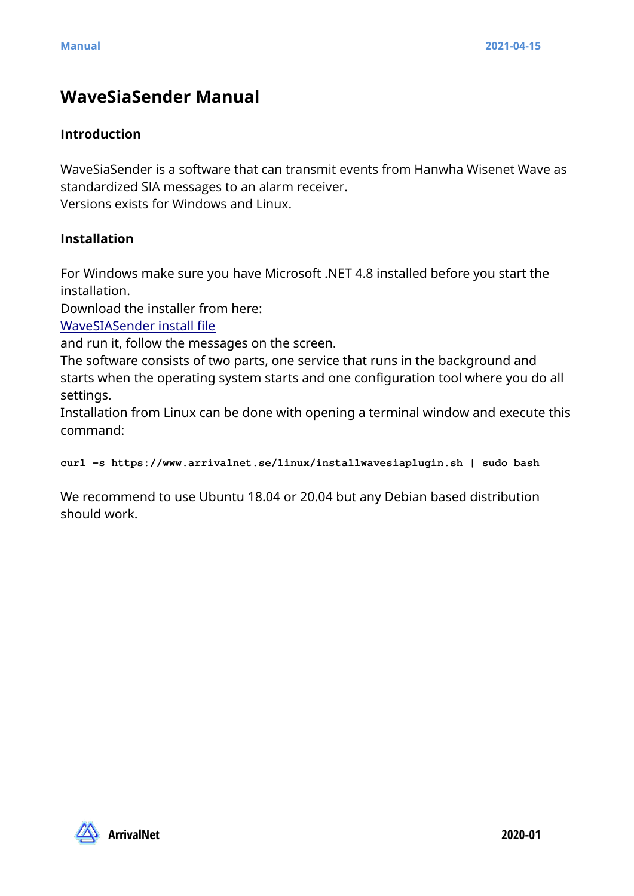# WaveSiaSender Manual

## Introduction

WaveSiaSender is a software that can transmit events from Hanwha Wisenet Wave as standardized SIA messages to an alarm receiver.
Versions exists for Windows and Linux.

## Installation

For Windows make sure you have Microsoft .NET 4.8 installed before you start the installation.
Download the installer from here:
WaveSIASender install file
and run it, follow the messages on the screen.
The software consists of two parts, one service that runs in the background and starts when the operating system starts and one configuration tool where you do all settings.
Installation from Linux can be done with opening a terminal window and execute this command:

```
curl -s https://www.arrivalnet.se/linux/installwavesiaplugin.sh | sudo bash
```

We recommend to use Ubuntu 18.04 or 20.04 but any Debian based distribution should work.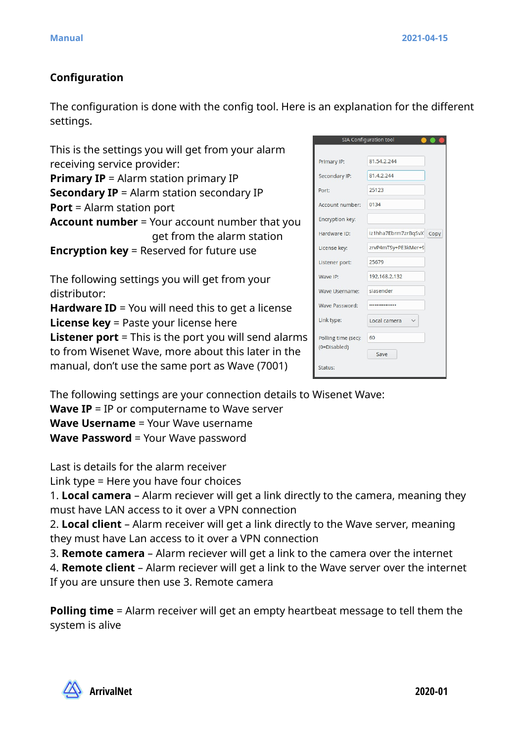## Configuration

The configuration is done with the config tool. Here is an explanation for the different settings.

This is the settings you will get from your alarm receiving service provider:
**Primary IP** = Alarm station primary IP
**Secondary IP** = Alarm station secondary IP
**Port** = Alarm station port
**Account number** = Your account number that you get from the alarm station
**Encryption key** = Reserved for future use

The following settings you will get from your distributor:
**Hardware ID** = You will need this to get a license
**License key** = Paste your license here
**Listener port** = This is the port you will send alarms to from Wisenet Wave, more about this later in the manual, don't use the same port as Wave (7001)

The following settings are your connection details to Wisenet Wave:
**Wave IP** = IP or computername to Wave server
**Wave Username** = Your Wave username
**Wave Password** = Your Wave password

Last is details for the alarm receiver
Link type = Here you have four choices
1. **Local camera** – Alarm reciever will get a link directly to the camera, meaning they must have LAN access to it over a VPN connection
2. **Local client** – Alarm reciever will get a link directly to the Wave server, meaning they must have Lan access to it over a VPN connection
3. **Remote camera** – Alarm reciever will get a link to the camera over the internet
4. **Remote client** – Alarm reciever will get a link to the Wave server over the internet
If you are unsure then use 3. Remote camera

**Polling time** = Alarm receiver will get an empty heartbeat message to tell them the system is alive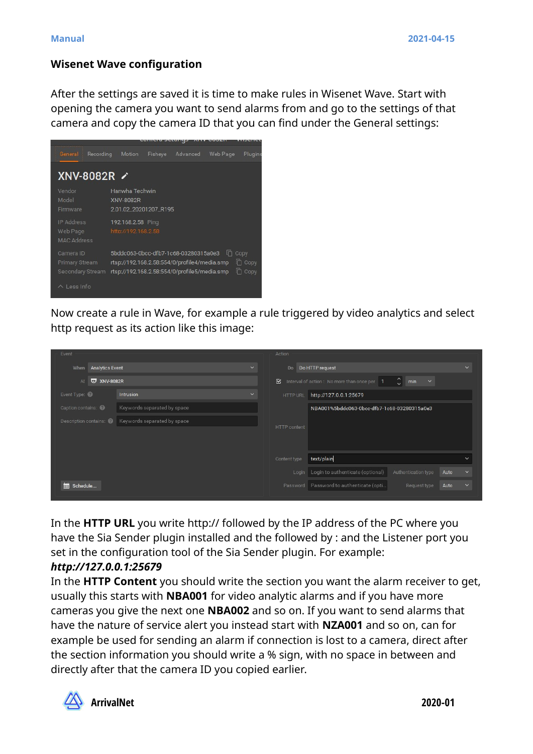### Wisenet Wave configuration

After the settings are saved it is time to make rules in Wisenet Wave. Start with opening the camera you want to send alarms from and go to the settings of that camera and copy the camera ID that you can find under the General settings:

Now create a rule in Wave, for example a rule triggered by video analytics and select http request as its action like this image:

In the **HTTP URL** you write http:// followed by the IP address of the PC where you have the Sia Sender plugin installed and the followed by : and the Listener port you set in the configuration tool of the Sia Sender plugin. For example:

***http://127.0.0.1:25679***

In the **HTTP Content** you should write the section you want the alarm receiver to get, usually this starts with **NBA001** for video analytic alarms and if you have more cameras you give the next one **NBA002** and so on. If you want to send alarms that have the nature of service alert you instead start with **NZA001** and so on, can for example be used for sending an alarm if connection is lost to a camera, direct after the section information you should write a % sign, with no space in between and directly after that the camera ID you copied earlier.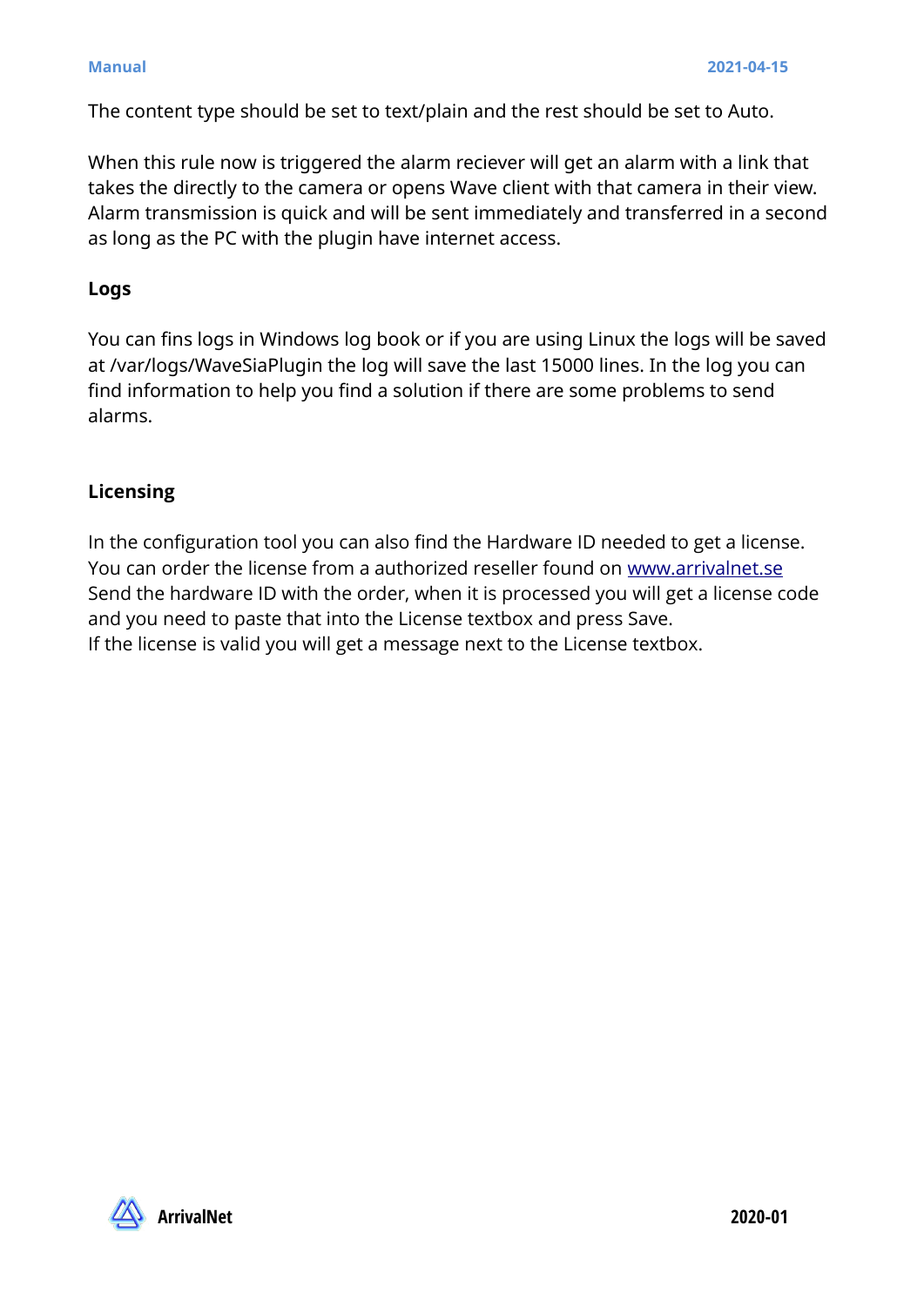The content type should be set to text/plain and the rest should be set to Auto.

When this rule now is triggered the alarm reciever will get an alarm with a link that takes the directly to the camera or opens Wave client with that camera in their view. Alarm transmission is quick and will be sent immediately and transferred in a second as long as the PC with the plugin have internet access.

## Logs

You can fins logs in Windows log book or if you are using Linux the logs will be saved at /var/logs/WaveSiaPlugin the log will save the last 15000 lines. In the log you can find information to help you find a solution if there are some problems to send alarms.

## Licensing

In the configuration tool you can also find the Hardware ID needed to get a license. You can order the license from a authorized reseller found on [www.arrivalnet.se](http://www.arrivalnet.se)
Send the hardware ID with the order, when it is processed you will get a license code and you need to paste that into the License textbox and press Save.
If the license is valid you will get a message next to the License textbox.